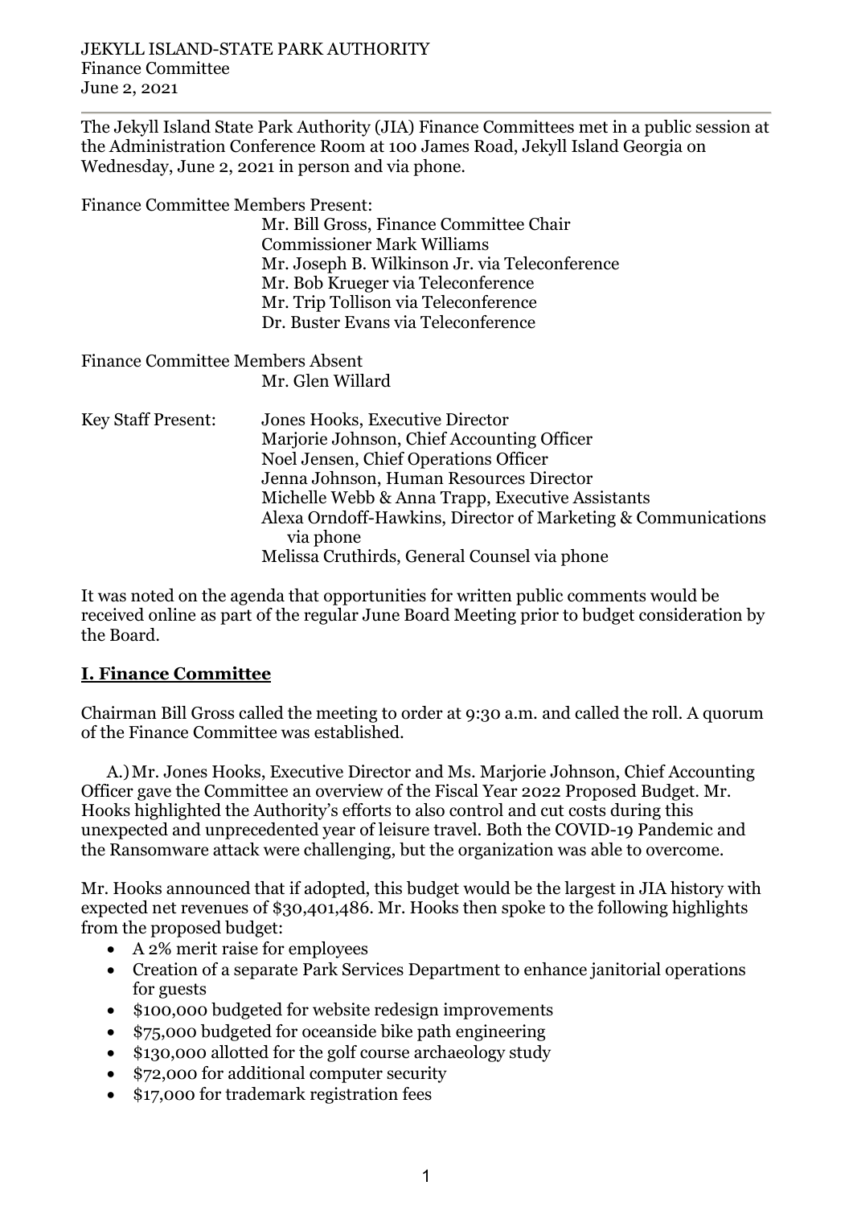JEKYLL ISLAND-STATE PARK AUTHORITY
Finance Committee
June 2, 2021

---

The Jekyll Island State Park Authority (JIA) Finance Committees met in a public session at the Administration Conference Room at 100 James Road, Jekyll Island Georgia on Wednesday, June 2, 2021 in person and via phone.

Finance Committee Members Present:

- Mr. Bill Gross, Finance Committee Chair
- Commissioner Mark Williams
- Mr. Joseph B. Wilkinson Jr. via Teleconference
- Mr. Bob Krueger via Teleconference
- Mr. Trip Tollison via Teleconference
- Dr. Buster Evans via Teleconference

Finance Committee Members Absent

- Mr. Glen Willard

Key Staff Present:

- Jones Hooks, Executive Director
- Marjorie Johnson, Chief Accounting Officer
- Noel Jensen, Chief Operations Officer
- Jenna Johnson, Human Resources Director
- Michelle Webb & Anna Trapp, Executive Assistants
- Alexa Orndoff-Hawkins, Director of Marketing & Communications via phone
- Melissa Cruthirds, General Counsel via phone

It was noted on the agenda that opportunities for written public comments would be received online as part of the regular June Board Meeting prior to budget consideration by the Board.

## I. Finance Committee

Chairman Bill Gross called the meeting to order at 9:30 a.m. and called the roll. A quorum of the Finance Committee was established.

A.) Mr. Jones Hooks, Executive Director and Ms. Marjorie Johnson, Chief Accounting Officer gave the Committee an overview of the Fiscal Year 2022 Proposed Budget. Mr. Hooks highlighted the Authority's efforts to also control and cut costs during this unexpected and unprecedented year of leisure travel. Both the COVID-19 Pandemic and the Ransomware attack were challenging, but the organization was able to overcome.

Mr. Hooks announced that if adopted, this budget would be the largest in JIA history with expected net revenues of $30,401,486. Mr. Hooks then spoke to the following highlights from the proposed budget:

- A 2% merit raise for employees
- Creation of a separate Park Services Department to enhance janitorial operations for guests
- $100,000 budgeted for website redesign improvements
- $75,000 budgeted for oceanside bike path engineering
- $130,000 allotted for the golf course archaeology study
- $72,000 for additional computer security
- $17,000 for trademark registration fees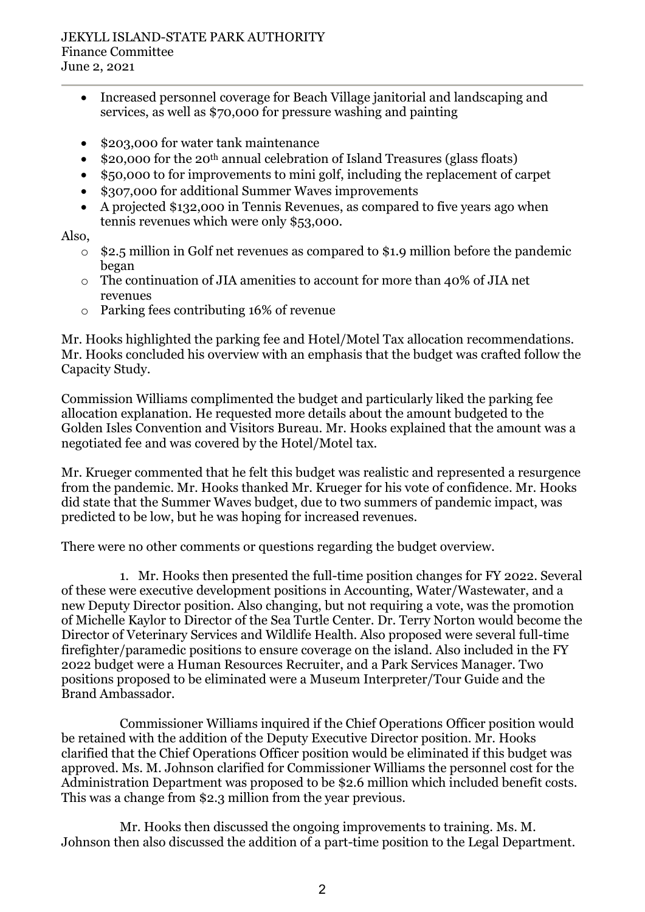- Increased personnel coverage for Beach Village janitorial and landscaping and services, as well as $70,000 for pressure washing and painting

- $203,000 for water tank maintenance
- $20,000 for the 20th annual celebration of Island Treasures (glass floats)
- $50,000 to for improvements to mini golf, including the replacement of carpet
- $307,000 for additional Summer Waves improvements
- A projected $132,000 in Tennis Revenues, as compared to five years ago when tennis revenues which were only $53,000.

Also,

- $2.5 million in Golf net revenues as compared to $1.9 million before the pandemic began
- The continuation of JIA amenities to account for more than 40% of JIA net revenues
- Parking fees contributing 16% of revenue

Mr. Hooks highlighted the parking fee and Hotel/Motel Tax allocation recommendations. Mr. Hooks concluded his overview with an emphasis that the budget was crafted follow the Capacity Study.

Commission Williams complimented the budget and particularly liked the parking fee allocation explanation. He requested more details about the amount budgeted to the Golden Isles Convention and Visitors Bureau. Mr. Hooks explained that the amount was a negotiated fee and was covered by the Hotel/Motel tax.

Mr. Krueger commented that he felt this budget was realistic and represented a resurgence from the pandemic. Mr. Hooks thanked Mr. Krueger for his vote of confidence. Mr. Hooks did state that the Summer Waves budget, due to two summers of pandemic impact, was predicted to be low, but he was hoping for increased revenues.

There were no other comments or questions regarding the budget overview.

1. Mr. Hooks then presented the full-time position changes for FY 2022. Several of these were executive development positions in Accounting, Water/Wastewater, and a new Deputy Director position. Also changing, but not requiring a vote, was the promotion of Michelle Kaylor to Director of the Sea Turtle Center. Dr. Terry Norton would become the Director of Veterinary Services and Wildlife Health. Also proposed were several full-time firefighter/paramedic positions to ensure coverage on the island. Also included in the FY 2022 budget were a Human Resources Recruiter, and a Park Services Manager. Two positions proposed to be eliminated were a Museum Interpreter/Tour Guide and the Brand Ambassador.

Commissioner Williams inquired if the Chief Operations Officer position would be retained with the addition of the Deputy Executive Director position. Mr. Hooks clarified that the Chief Operations Officer position would be eliminated if this budget was approved. Ms. M. Johnson clarified for Commissioner Williams the personnel cost for the Administration Department was proposed to be $2.6 million which included benefit costs. This was a change from $2.3 million from the year previous.

Mr. Hooks then discussed the ongoing improvements to training. Ms. M. Johnson then also discussed the addition of a part-time position to the Legal Department.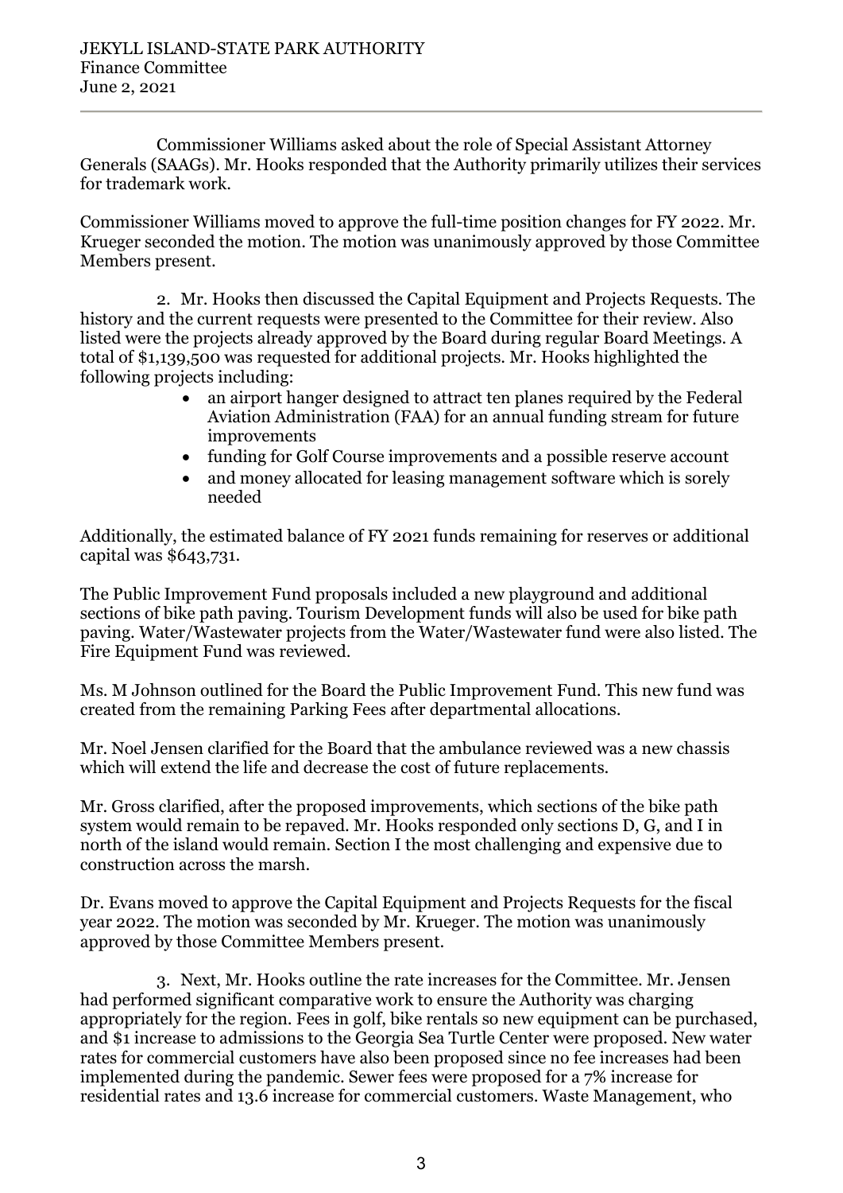Commissioner Williams asked about the role of Special Assistant Attorney Generals (SAAGs). Mr. Hooks responded that the Authority primarily utilizes their services for trademark work.

Commissioner Williams moved to approve the full-time position changes for FY 2022. Mr. Krueger seconded the motion. The motion was unanimously approved by those Committee Members present.

2. Mr. Hooks then discussed the Capital Equipment and Projects Requests. The history and the current requests were presented to the Committee for their review. Also listed were the projects already approved by the Board during regular Board Meetings. A total of $1,139,500 was requested for additional projects. Mr. Hooks highlighted the following projects including:

- an airport hanger designed to attract ten planes required by the Federal Aviation Administration (FAA) for an annual funding stream for future improvements
- funding for Golf Course improvements and a possible reserve account
- and money allocated for leasing management software which is sorely needed

Additionally, the estimated balance of FY 2021 funds remaining for reserves or additional capital was $643,731.

The Public Improvement Fund proposals included a new playground and additional sections of bike path paving. Tourism Development funds will also be used for bike path paving. Water/Wastewater projects from the Water/Wastewater fund were also listed. The Fire Equipment Fund was reviewed.

Ms. M Johnson outlined for the Board the Public Improvement Fund. This new fund was created from the remaining Parking Fees after departmental allocations.

Mr. Noel Jensen clarified for the Board that the ambulance reviewed was a new chassis which will extend the life and decrease the cost of future replacements.

Mr. Gross clarified, after the proposed improvements, which sections of the bike path system would remain to be repaved. Mr. Hooks responded only sections D, G, and I in north of the island would remain. Section I the most challenging and expensive due to construction across the marsh.

Dr. Evans moved to approve the Capital Equipment and Projects Requests for the fiscal year 2022. The motion was seconded by Mr. Krueger. The motion was unanimously approved by those Committee Members present.

3. Next, Mr. Hooks outline the rate increases for the Committee. Mr. Jensen had performed significant comparative work to ensure the Authority was charging appropriately for the region. Fees in golf, bike rentals so new equipment can be purchased, and $1 increase to admissions to the Georgia Sea Turtle Center were proposed. New water rates for commercial customers have also been proposed since no fee increases had been implemented during the pandemic. Sewer fees were proposed for a 7% increase for residential rates and 13.6 increase for commercial customers. Waste Management, who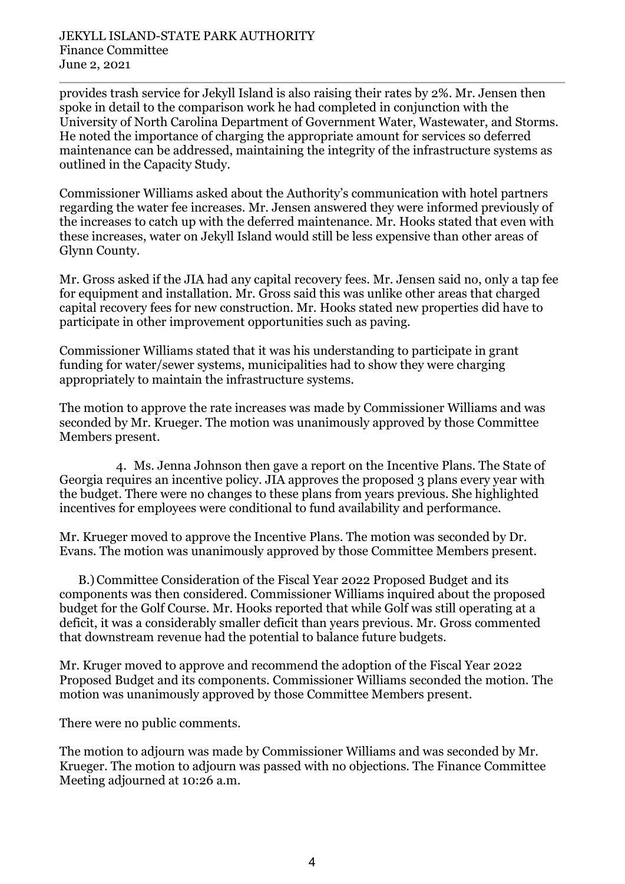provides trash service for Jekyll Island is also raising their rates by 2%. Mr. Jensen then spoke in detail to the comparison work he had completed in conjunction with the University of North Carolina Department of Government Water, Wastewater, and Storms. He noted the importance of charging the appropriate amount for services so deferred maintenance can be addressed, maintaining the integrity of the infrastructure systems as outlined in the Capacity Study.

Commissioner Williams asked about the Authority's communication with hotel partners regarding the water fee increases. Mr. Jensen answered they were informed previously of the increases to catch up with the deferred maintenance. Mr. Hooks stated that even with these increases, water on Jekyll Island would still be less expensive than other areas of Glynn County.

Mr. Gross asked if the JIA had any capital recovery fees. Mr. Jensen said no, only a tap fee for equipment and installation. Mr. Gross said this was unlike other areas that charged capital recovery fees for new construction. Mr. Hooks stated new properties did have to participate in other improvement opportunities such as paving.

Commissioner Williams stated that it was his understanding to participate in grant funding for water/sewer systems, municipalities had to show they were charging appropriately to maintain the infrastructure systems.

The motion to approve the rate increases was made by Commissioner Williams and was seconded by Mr. Krueger. The motion was unanimously approved by those Committee Members present.

4. Ms. Jenna Johnson then gave a report on the Incentive Plans. The State of Georgia requires an incentive policy. JIA approves the proposed 3 plans every year with the budget. There were no changes to these plans from years previous. She highlighted incentives for employees were conditional to fund availability and performance.

Mr. Krueger moved to approve the Incentive Plans. The motion was seconded by Dr. Evans. The motion was unanimously approved by those Committee Members present.

B.) Committee Consideration of the Fiscal Year 2022 Proposed Budget and its components was then considered. Commissioner Williams inquired about the proposed budget for the Golf Course. Mr. Hooks reported that while Golf was still operating at a deficit, it was a considerably smaller deficit than years previous. Mr. Gross commented that downstream revenue had the potential to balance future budgets.

Mr. Kruger moved to approve and recommend the adoption of the Fiscal Year 2022 Proposed Budget and its components. Commissioner Williams seconded the motion. The motion was unanimously approved by those Committee Members present.

There were no public comments.

The motion to adjourn was made by Commissioner Williams and was seconded by Mr. Krueger. The motion to adjourn was passed with no objections. The Finance Committee Meeting adjourned at 10:26 a.m.